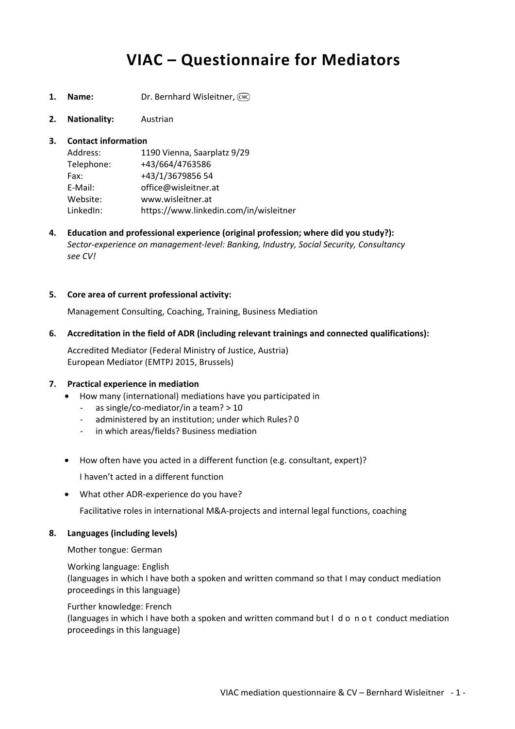# VIAC – Questionnaire for Mediators

1. **Name:** Dr. Bernhard Wisleitner, (CMC)

2. **Nationality:** Austrian

3. **Contact information**

   | | |
   |---|---|
   | Address: | 1190 Vienna, Saarplatz 9/29 |
   | Telephone: | +43/664/4763586 |
   | Fax: | +43/1/3679856 54 |
   | E-Mail: | office@wisleitner.at |
   | Website: | www.wisleitner.at |
   | LinkedIn: | https://www.linkedin.com/in/wisleitner |

4. **Education and professional experience (original profession; where did you study?):**
   *Sector-experience on management-level: Banking, Industry, Social Security, Consultancy see CV!*

5. **Core area of current professional activity:**

   Management Consulting, Coaching, Training, Business Mediation

6. **Accreditation in the field of ADR (including relevant trainings and connected qualifications):**

   Accredited Mediator (Federal Ministry of Justice, Austria)
   European Mediator (EMTPJ 2015, Brussels)

7. **Practical experience in mediation**
   - How many (international) mediations have you participated in
     - as single/co-mediator/in a team? > 10
     - administered by an institution; under which Rules? 0
     - in which areas/fields? Business mediation
   - How often have you acted in a different function (e.g. consultant, expert)?

     I haven't acted in a different function
   - What other ADR-experience do you have?

     Facilitative roles in international M&A-projects and internal legal functions, coaching

8. **Languages (including levels)**

   Mother tongue: German

   Working language: English
   (languages in which I have both a spoken and written command so that I may conduct mediation proceedings in this language)

   Further knowledge: French
   (languages in which I have both a spoken and written command but I d o n o t conduct mediation proceedings in this language)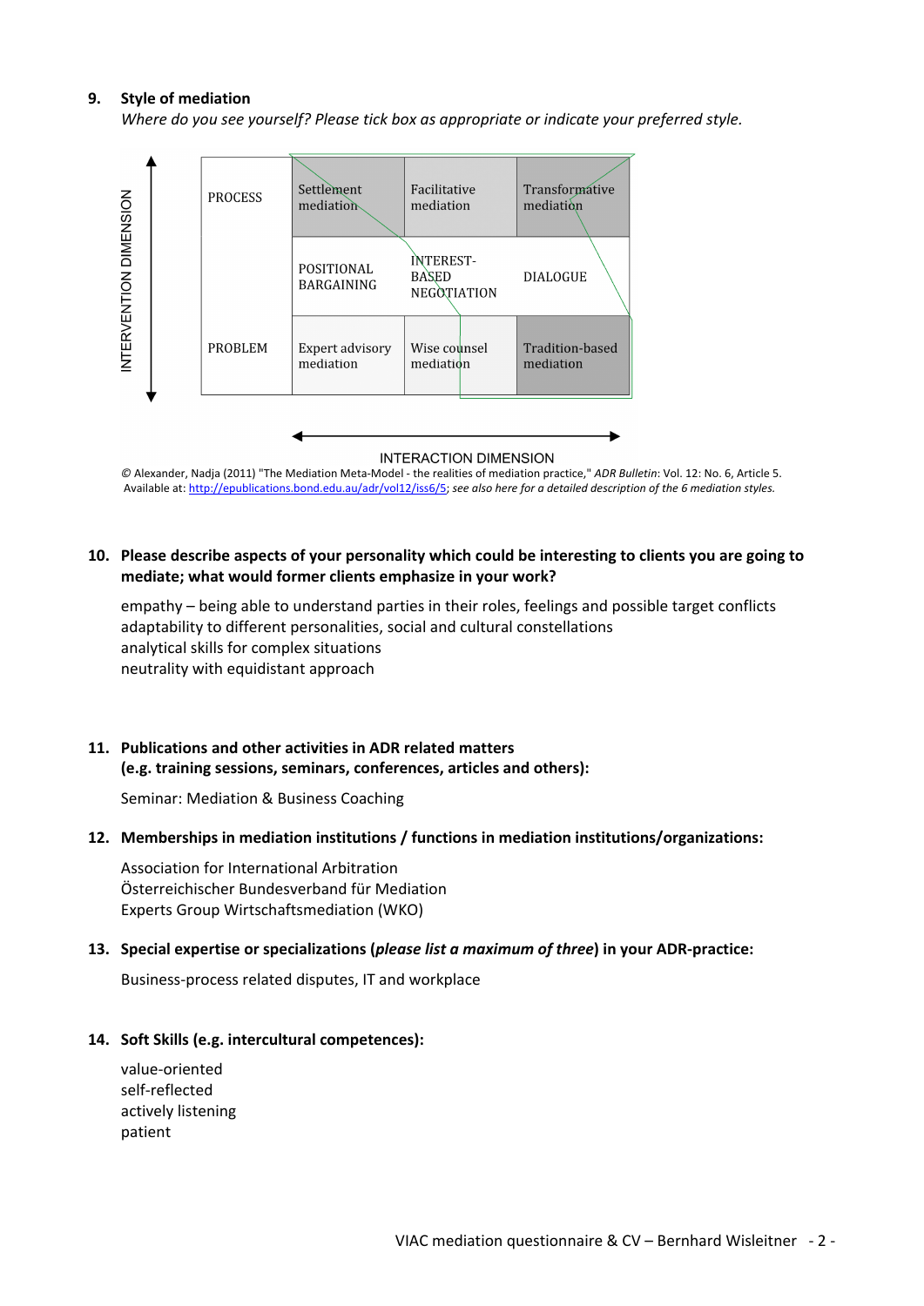**9. Style of mediation**

*Where do you see yourself? Please tick box as appropriate or indicate your preferred style.*

| INTERVENTION DIMENSION | | | | |
|---|---|---|---|---|
| PROCESS | Settlement mediation | Facilitative mediation | Transformative mediation |
| | POSITIONAL BARGAINING | INTEREST-BASED NEGOTIATION | DIALOGUE |
| PROBLEM | Expert advisory mediation | Wise counsel mediation | Tradition-based mediation |

INTERACTION DIMENSION

© Alexander, Nadja (2011) "The Mediation Meta-Model - the realities of mediation practice," *ADR Bulletin*: Vol. 12: No. 6, Article 5. Available at: http://epublications.bond.edu.au/adr/vol12/iss6/5; *see also here for a detailed description of the 6 mediation styles.*

**10. Please describe aspects of your personality which could be interesting to clients you are going to mediate; what would former clients emphasize in your work?**

empathy – being able to understand parties in their roles, feelings and possible target conflicts
adaptability to different personalities, social and cultural constellations
analytical skills for complex situations
neutrality with equidistant approach

**11. Publications and other activities in ADR related matters (e.g. training sessions, seminars, conferences, articles and others):**

Seminar: Mediation & Business Coaching

**12. Memberships in mediation institutions / functions in mediation institutions/organizations:**

Association for International Arbitration
Österreichischer Bundesverband für Mediation
Experts Group Wirtschaftsmediation (WKO)

**13. Special expertise or specializations (*please list a maximum of three*) in your ADR-practice:**

Business-process related disputes, IT and workplace

**14. Soft Skills (e.g. intercultural competences):**

value-oriented
self-reflected
actively listening
patient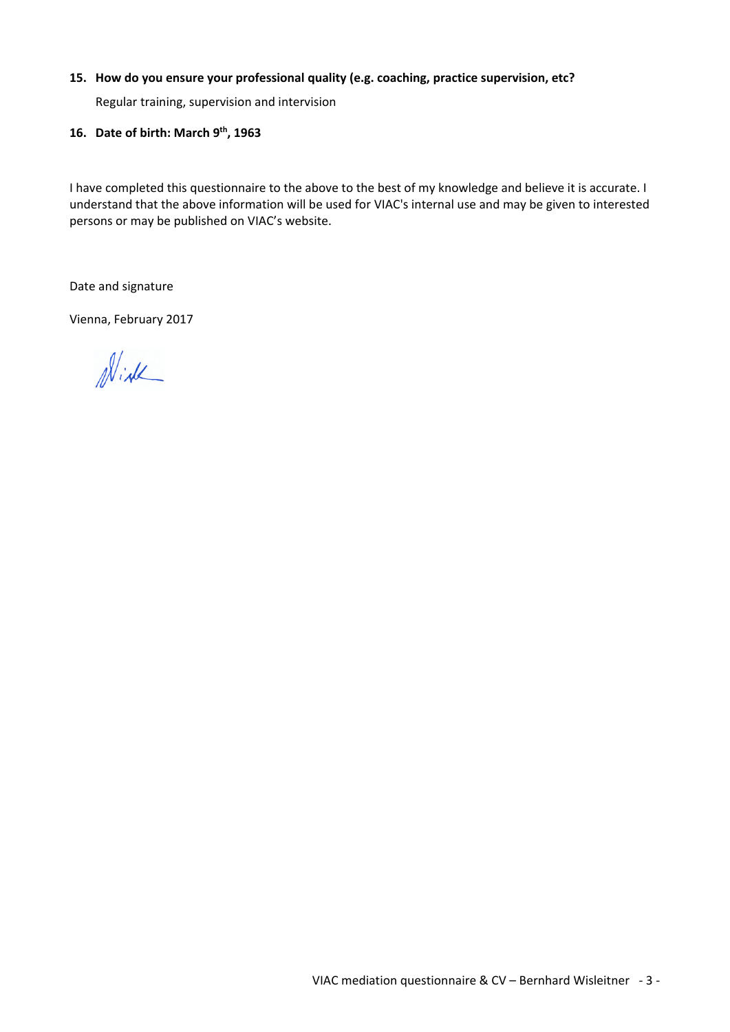**15. How do you ensure your professional quality (e.g. coaching, practice supervision, etc?**

Regular training, supervision and intervision

**16. Date of birth: March 9th, 1963**

I have completed this questionnaire to the above to the best of my knowledge and believe it is accurate. I understand that the above information will be used for VIAC's internal use and may be given to interested persons or may be published on VIAC's website.

Date and signature

Vienna, February 2017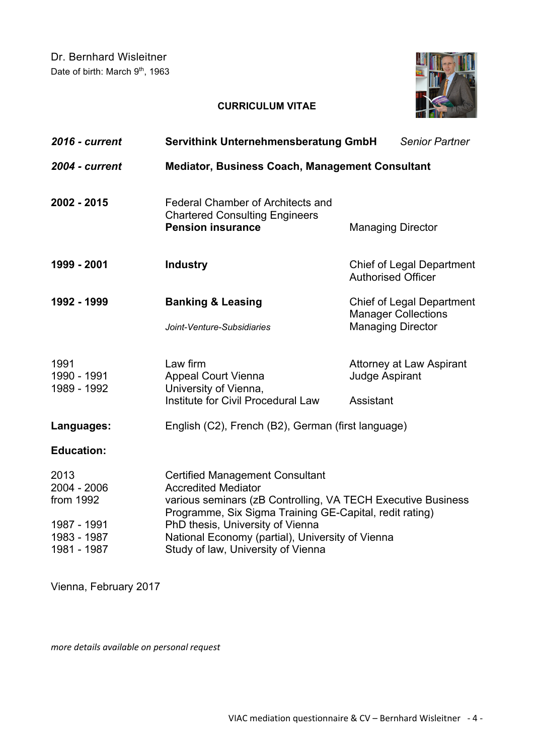Dr. Bernhard Wisleitner
Date of birth: March 9th, 1963

**CURRICULUM VITAE**

| | | |
|---|---|---|
| ***2016 - current*** | **Servithink Unternehmensberatung GmbH** | *Senior Partner* |
| ***2004 - current*** | **Mediator, Business Coach, Management Consultant** | |
| **2002 - 2015** | Federal Chamber of Architects and Chartered Consulting Engineers **Pension insurance** | Managing Director |
| **1999 - 2001** | **Industry** | Chief of Legal Department<br>Authorised Officer |
| **1992 - 1999** | **Banking & Leasing**<br>*Joint-Venture-Subsidiaries* | Chief of Legal Department<br>Manager Collections<br>Managing Director |
| 1991 | Law firm | Attorney at Law Aspirant |
| 1990 - 1991 | Appeal Court Vienna | Judge Aspirant |
| 1989 - 1992 | University of Vienna, Institute for Civil Procedural Law | Assistant |

**Languages:** English (C2), French (B2), German (first language)

**Education:**

| | |
|---|---|
| 2013 | Certified Management Consultant |
| 2004 - 2006 | Accredited Mediator |
| from 1992 | various seminars (zB Controlling, VA TECH Executive Business Programme, Six Sigma Training GE-Capital, redit rating) |
| 1987 - 1991 | PhD thesis, University of Vienna |
| 1983 - 1987 | National Economy (partial), University of Vienna |
| 1981 - 1987 | Study of law, University of Vienna |

Vienna, February 2017

*more details available on personal request*